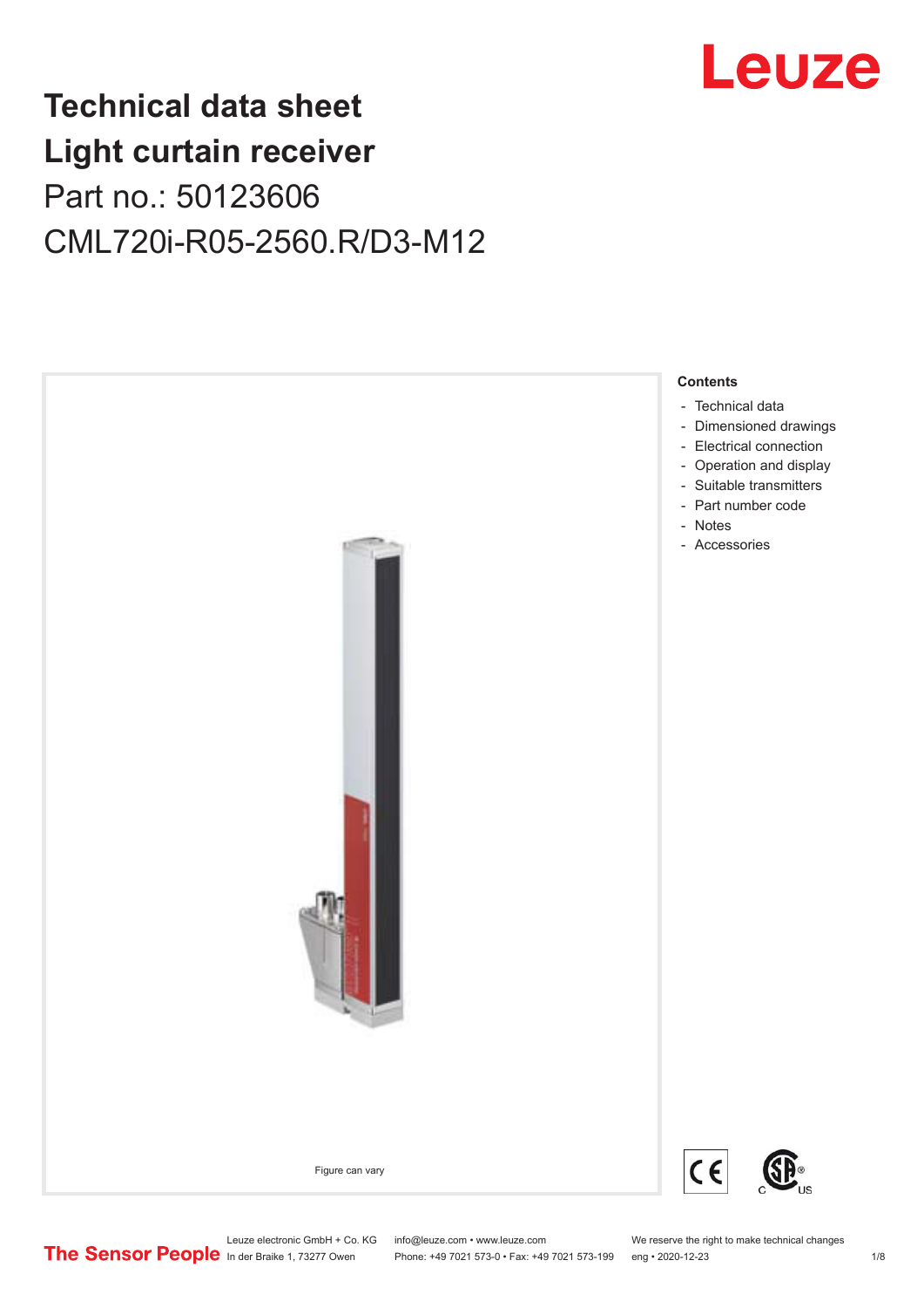# Technical data sheet
# Light curtain receiver

Part no.: 50123606

CML720i-R05-2560.R/D3-M12

Figure can vary

**Contents**

- Technical data
- Dimensioned drawings
- Electrical connection
- Operation and display
- Suitable transmitters
- Part number code
- Notes
- Accessories

Leuze electronic GmbH + Co. KG
In der Braike 1, 73277 Owen

info@leuze.com • www.leuze.com
Phone: +49 7021 573-0 • Fax: +49 7021 573-199

We reserve the right to make technical changes
eng • 2020-12-23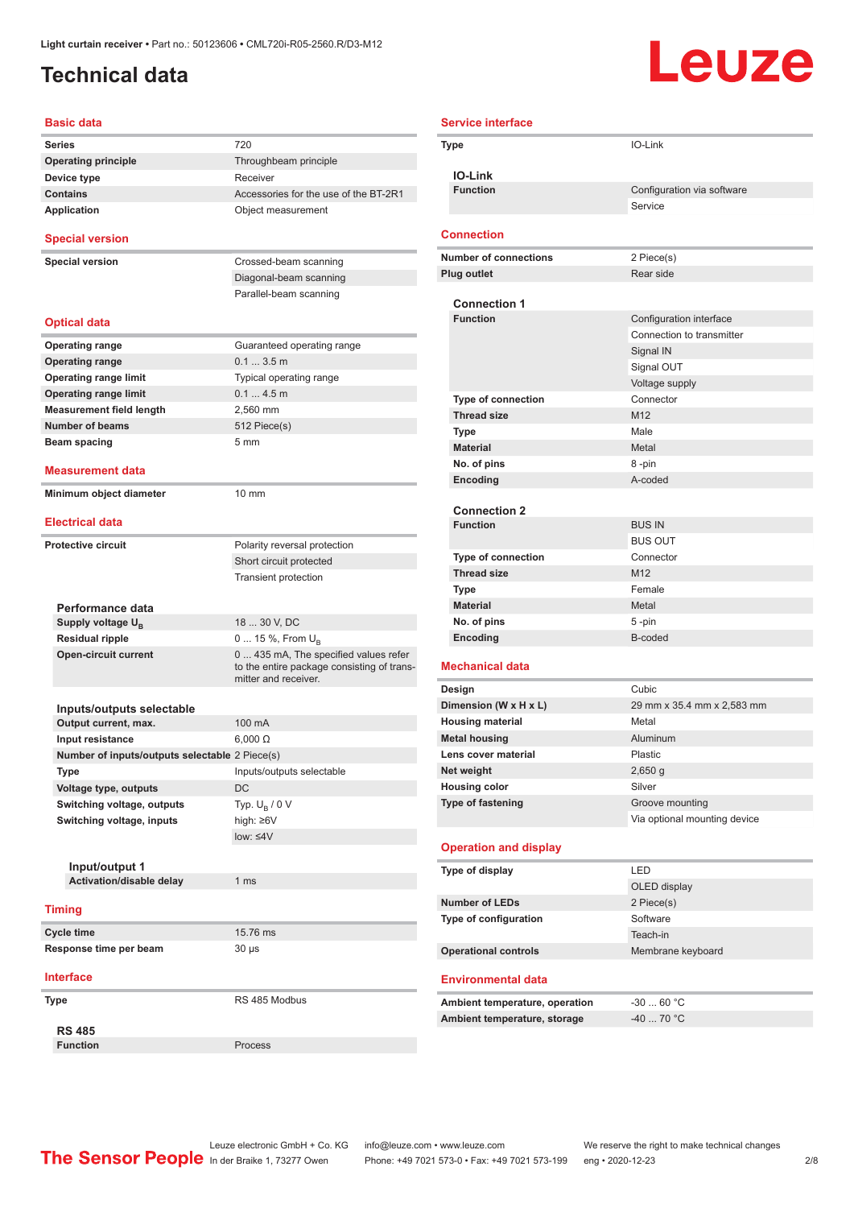Light curtain receiver • Part no.: 50123606 • CML720i-R05-2560.R/D3-M12

# Technical data

## Basic data

| | |
|---|---|
| Series | 720 |
| Operating principle | Throughbeam principle |
| Device type | Receiver |
| Contains | Accessories for the use of the BT-2R1 |
| Application | Object measurement |

## Special version

| | |
|---|---|
| Special version | Crossed-beam scanning |
| | Diagonal-beam scanning |
| | Parallel-beam scanning |

## Optical data

| | |
|---|---|
| Operating range | Guaranteed operating range |
| Operating range | 0.1 ... 3.5 m |
| Operating range limit | Typical operating range |
| Operating range limit | 0.1 ... 4.5 m |
| Measurement field length | 2,560 mm |
| Number of beams | 512 Piece(s) |
| Beam spacing | 5 mm |

## Measurement data

| | |
|---|---|
| Minimum object diameter | 10 mm |

## Electrical data

| | |
|---|---|
| Protective circuit | Polarity reversal protection |
| | Short circuit protected |
| | Transient protection |

### Performance data

| | |
|---|---|
| Supply voltage $U_B$ | 18 ... 30 V, DC |
| Residual ripple | 0 ... 15 %, From $U_B$ |
| Open-circuit current | 0 ... 435 mA, The specified values refer to the entire package consisting of transmitter and receiver. |

### Inputs/outputs selectable

| | |
|---|---|
| Output current, max. | 100 mA |
| Input resistance | 6,000 Ω |
| Number of inputs/outputs selectable | 2 Piece(s) |
| Type | Inputs/outputs selectable |
| Voltage type, outputs | DC |
| Switching voltage, outputs | Typ. $U_B$ / 0 V |
| Switching voltage, inputs | high: ≥6V |
| | low: ≤4V |

#### Input/output 1

| | |
|---|---|
| Activation/disable delay | 1 ms |

## Timing

| | |
|---|---|
| Cycle time | 15.76 ms |
| Response time per beam | 30 µs |

## Interface

| | |
|---|---|
| Type | RS 485 Modbus |

### RS 485

| | |
|---|---|
| Function | Process |

## Service interface

| | |
|---|---|
| Type | IO-Link |

### IO-Link

| | |
|---|---|
| Function | Configuration via software |
| | Service |

## Connection

| | |
|---|---|
| Number of connections | 2 Piece(s) |
| Plug outlet | Rear side |

### Connection 1

| | |
|---|---|
| Function | Configuration interface |
| | Connection to transmitter |
| | Signal IN |
| | Signal OUT |
| | Voltage supply |
| Type of connection | Connector |
| Thread size | M12 |
| Type | Male |
| Material | Metal |
| No. of pins | 8 -pin |
| Encoding | A-coded |

### Connection 2

| | |
|---|---|
| Function | BUS IN |
| | BUS OUT |
| Type of connection | Connector |
| Thread size | M12 |
| Type | Female |
| Material | Metal |
| No. of pins | 5 -pin |
| Encoding | B-coded |

## Mechanical data

| | |
|---|---|
| Design | Cubic |
| Dimension (W x H x L) | 29 mm x 35.4 mm x 2,583 mm |
| Housing material | Metal |
| Metal housing | Aluminum |
| Lens cover material | Plastic |
| Net weight | 2,650 g |
| Housing color | Silver |
| Type of fastening | Groove mounting |
| | Via optional mounting device |

## Operation and display

| | |
|---|---|
| Type of display | LED |
| | OLED display |
| Number of LEDs | 2 Piece(s) |
| Type of configuration | Software |
| | Teach-in |
| Operational controls | Membrane keyboard |

## Environmental data

| | |
|---|---|
| Ambient temperature, operation | -30 ... 60 °C |
| Ambient temperature, storage | -40 ... 70 °C |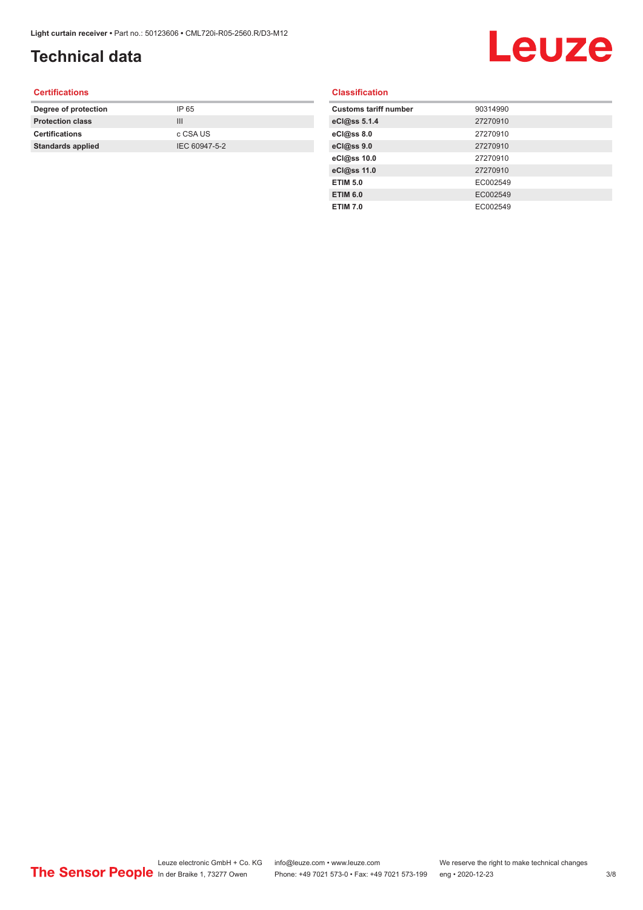# Technical data

## Certifications

| | |
|---|---|
| **Degree of protection** | IP 65 |
| **Protection class** | III |
| **Certifications** | c CSA US |
| **Standards applied** | IEC 60947-5-2 |

## Classification

| | |
|---|---|
| **Customs tariff number** | 90314990 |
| **eCl@ss 5.1.4** | 27270910 |
| **eCl@ss 8.0** | 27270910 |
| **eCl@ss 9.0** | 27270910 |
| **eCl@ss 10.0** | 27270910 |
| **eCl@ss 11.0** | 27270910 |
| **ETIM 5.0** | EC002549 |
| **ETIM 6.0** | EC002549 |
| **ETIM 7.0** | EC002549 |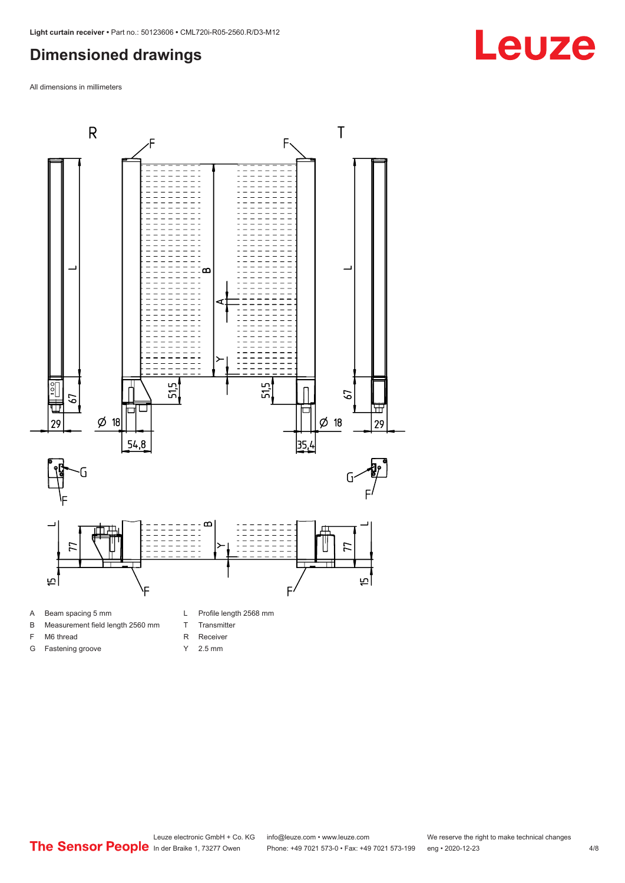## Dimensioned drawings

All dimensions in millimeters

R

T

F

L

B

A

Y

67

51,5

29

Ø 18

54,8

35,4

G

77

15

- A Beam spacing 5 mm
- B Measurement field length 2560 mm
- F M6 thread
- G Fastening groove
- L Profile length 2568 mm
- T Transmitter
- R Receiver
- Y 2.5 mm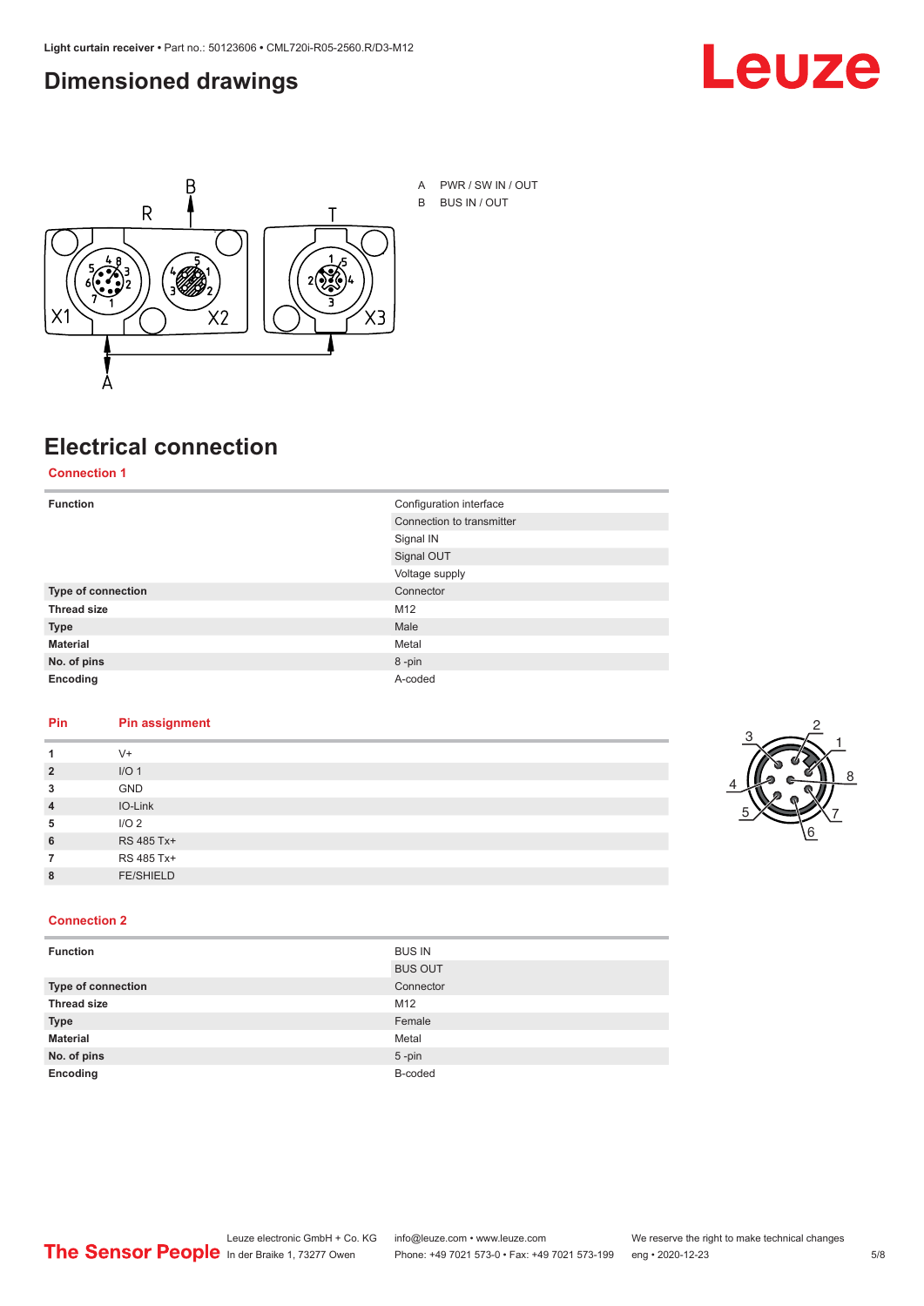## Dimensioned drawings

A PWR / SW IN / OUT
B BUS IN / OUT

# Electrical connection

### Connection 1

| | |
|---|---|
| **Function** | Configuration interface |
| | Connection to transmitter |
| | Signal IN |
| | Signal OUT |
| | Voltage supply |
| **Type of connection** | Connector |
| **Thread size** | M12 |
| **Type** | Male |
| **Material** | Metal |
| **No. of pins** | 8 -pin |
| **Encoding** | A-coded |

| Pin | Pin assignment |
|---|---|
| **1** | V+ |
| **2** | I/O 1 |
| **3** | GND |
| **4** | IO-Link |
| **5** | I/O 2 |
| **6** | RS 485 Tx+ |
| **7** | RS 485 Tx+ |
| **8** | FE/SHIELD |

### Connection 2

| | |
|---|---|
| **Function** | BUS IN |
| | BUS OUT |
| **Type of connection** | Connector |
| **Thread size** | M12 |
| **Type** | Female |
| **Material** | Metal |
| **No. of pins** | 5 -pin |
| **Encoding** | B-coded |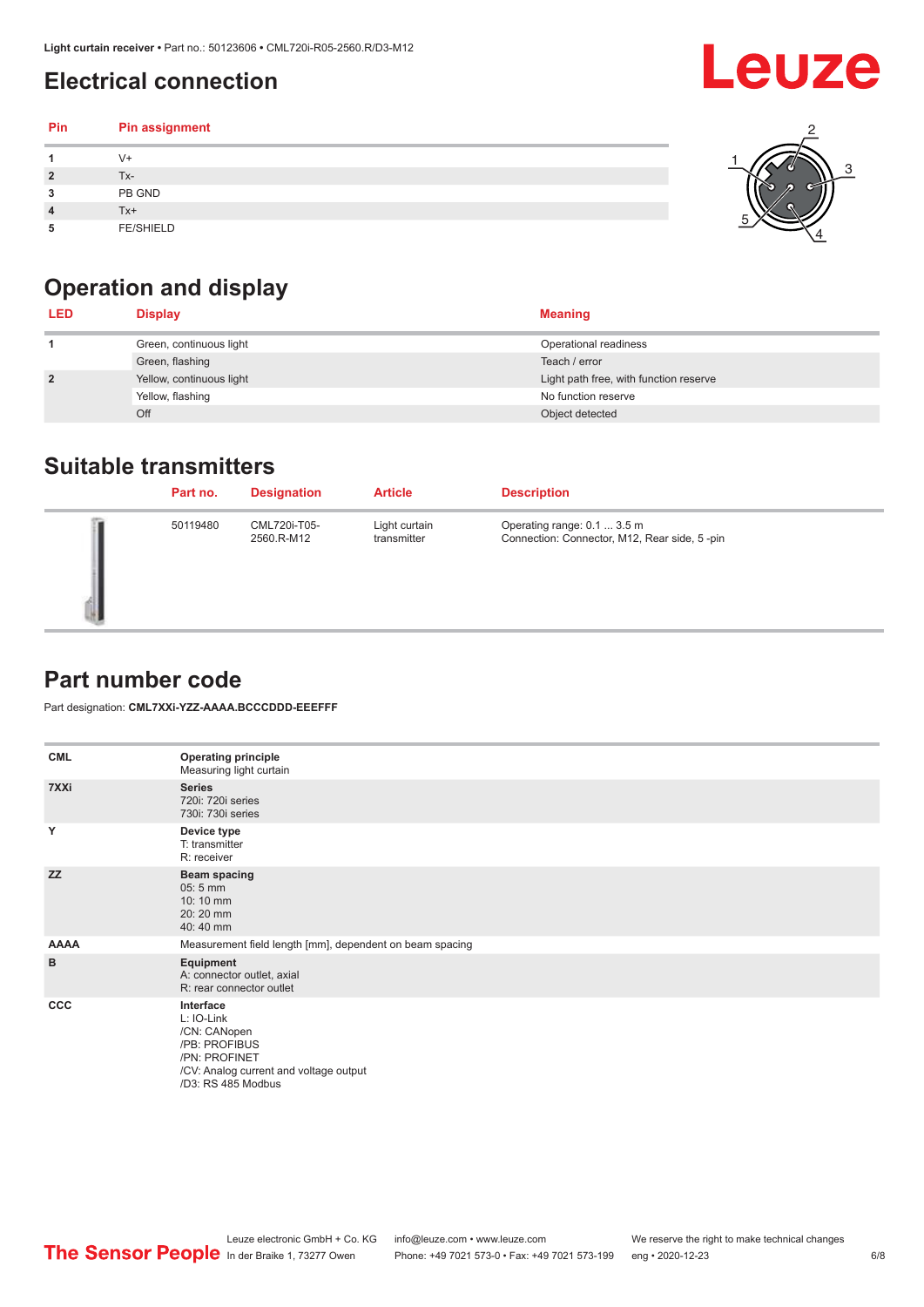## Electrical connection

| Pin | Pin assignment |
|---|---|
| 1 | V+ |
| 2 | Tx- |
| 3 | PB GND |
| 4 | Tx+ |
| 5 | FE/SHIELD |

## Operation and display

| LED | Display | Meaning |
|---|---|---|
| 1 | Green, continuous light | Operational readiness |
| | Green, flashing | Teach / error |
| 2 | Yellow, continuous light | Light path free, with function reserve |
| | Yellow, flashing | No function reserve |
| | Off | Object detected |

## Suitable transmitters

| | Part no. | Designation | Article | Description |
|---|---|---|---|---|
| | 50119480 | CML720i-T05-2560.R-M12 | Light curtain transmitter | Operating range: 0.1 ... 3.5 m<br>Connection: Connector, M12, Rear side, 5 -pin |

## Part number code

Part designation: **CML7XXi-YZZ-AAAA.BCCCDDD-EEEFFF**

| | |
|---|---|
| **CML** | **Operating principle**<br>Measuring light curtain |
| **7XXi** | **Series**<br>720i: 720i series<br>730i: 730i series |
| **Y** | **Device type**<br>T: transmitter<br>R: receiver |
| **ZZ** | **Beam spacing**<br>05: 5 mm<br>10: 10 mm<br>20: 20 mm<br>40: 40 mm |
| **AAAA** | Measurement field length [mm], dependent on beam spacing |
| **B** | **Equipment**<br>A: connector outlet, axial<br>R: rear connector outlet |
| **CCC** | **Interface**<br>L: IO-Link<br>/CN: CANopen<br>/PB: PROFIBUS<br>/PN: PROFINET<br>/CV: Analog current and voltage output<br>/D3: RS 485 Modbus |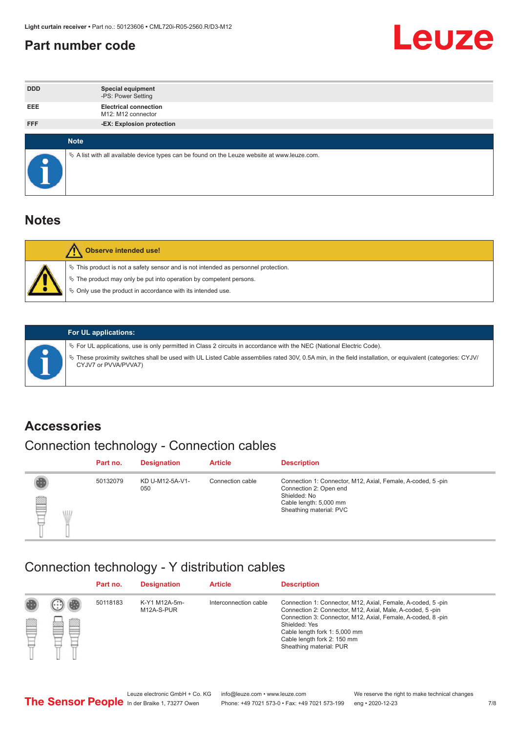## Part number code

| | |
|---|---|
| **DDD** | **Special equipment**<br>-PS: Power Setting |
| **EEE** | **Electrical connection**<br>M12: M12 connector |
| **FFF** | **-EX: Explosion protection** |

**Note**

- A list with all available device types can be found on the Leuze website at www.leuze.com.

# Notes

**Observe intended use!**

- This product is not a safety sensor and is not intended as personnel protection.
- The product may only be put into operation by competent persons.
- Only use the product in accordance with its intended use.

**For UL applications:**

- For UL applications, use is only permitted in Class 2 circuits in accordance with the NEC (National Electric Code).
- These proximity switches shall be used with UL Listed Cable assemblies rated 30V, 0.5A min, in the field installation, or equivalent (categories: CYJV/ CYJV7 or PVVA/PVVA7)

# Accessories

## Connection technology - Connection cables

| Part no. | Designation | Article | Description |
|---|---|---|---|
| 50132079 | KD U-M12-5A-V1-050 | Connection cable | Connection 1: Connector, M12, Axial, Female, A-coded, 5 -pin<br>Connection 2: Open end<br>Shielded: No<br>Cable length: 5,000 mm<br>Sheathing material: PVC |

## Connection technology - Y distribution cables

| Part no. | Designation | Article | Description |
|---|---|---|---|
| 50118183 | K-Y1 M12A-5m-M12A-S-PUR | Interconnection cable | Connection 1: Connector, M12, Axial, Female, A-coded, 5 -pin<br>Connection 2: Connector, M12, Axial, Male, A-coded, 5 -pin<br>Connection 3: Connector, M12, Axial, Female, A-coded, 8 -pin<br>Shielded: Yes<br>Cable length fork 1: 5,000 mm<br>Cable length fork 2: 150 mm<br>Sheathing material: PUR |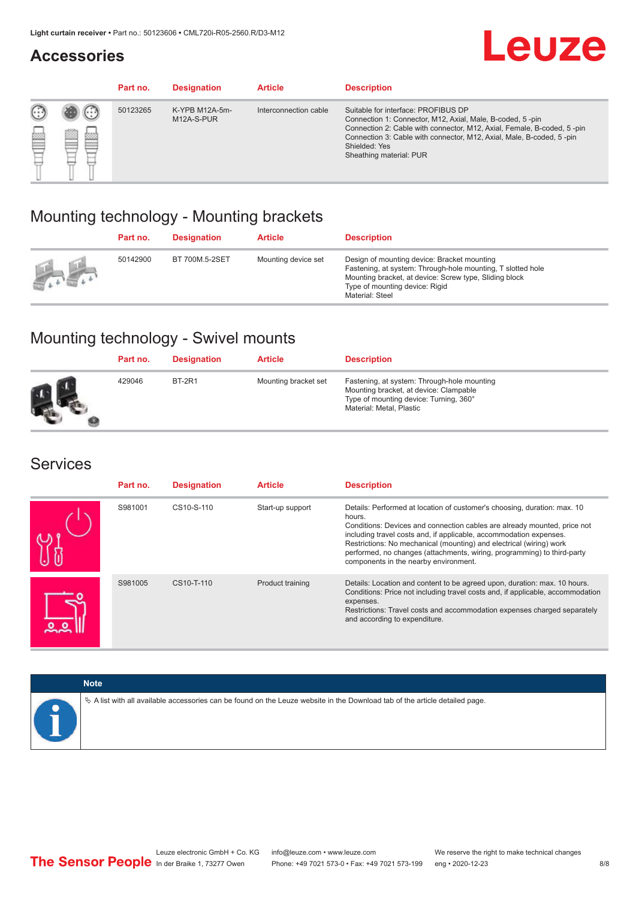## Accessories

| Part no. | Designation | Article | Description |
| --- | --- | --- | --- |
| 50123265 | K-YPB M12A-5m-M12A-S-PUR | Interconnection cable | Suitable for interface: PROFIBUS DP<br>Connection 1: Connector, M12, Axial, Male, B-coded, 5 -pin<br>Connection 2: Cable with connector, M12, Axial, Female, B-coded, 5 -pin<br>Connection 3: Cable with connector, M12, Axial, Male, B-coded, 5 -pin<br>Shielded: Yes<br>Sheathing material: PUR |

## Mounting technology - Mounting brackets

| Part no. | Designation | Article | Description |
| --- | --- | --- | --- |
| 50142900 | BT 700M.5-2SET | Mounting device set | Design of mounting device: Bracket mounting<br>Fastening, at system: Through-hole mounting, T slotted hole<br>Mounting bracket, at device: Screw type, Sliding block<br>Type of mounting device: Rigid<br>Material: Steel |

## Mounting technology - Swivel mounts

| Part no. | Designation | Article | Description |
| --- | --- | --- | --- |
| 429046 | BT-2R1 | Mounting bracket set | Fastening, at system: Through-hole mounting<br>Mounting bracket, at device: Clampable<br>Type of mounting device: Turning, 360°<br>Material: Metal, Plastic |

## Services

| Part no. | Designation | Article | Description |
| --- | --- | --- | --- |
| S981001 | CS10-S-110 | Start-up support | Details: Performed at location of customer's choosing, duration: max. 10 hours.<br>Conditions: Devices and connection cables are already mounted, price not including travel costs and, if applicable, accommodation expenses.<br>Restrictions: No mechanical (mounting) and electrical (wiring) work performed, no changes (attachments, wiring, programming) to third-party components in the nearby environment. |
| S981005 | CS10-T-110 | Product training | Details: Location and content to be agreed upon, duration: max. 10 hours.<br>Conditions: Price not including travel costs and, if applicable, accommodation expenses.<br>Restrictions: Travel costs and accommodation expenses charged separately and according to expenditure. |

**Note**

A list with all available accessories can be found on the Leuze website in the Download tab of the article detailed page.